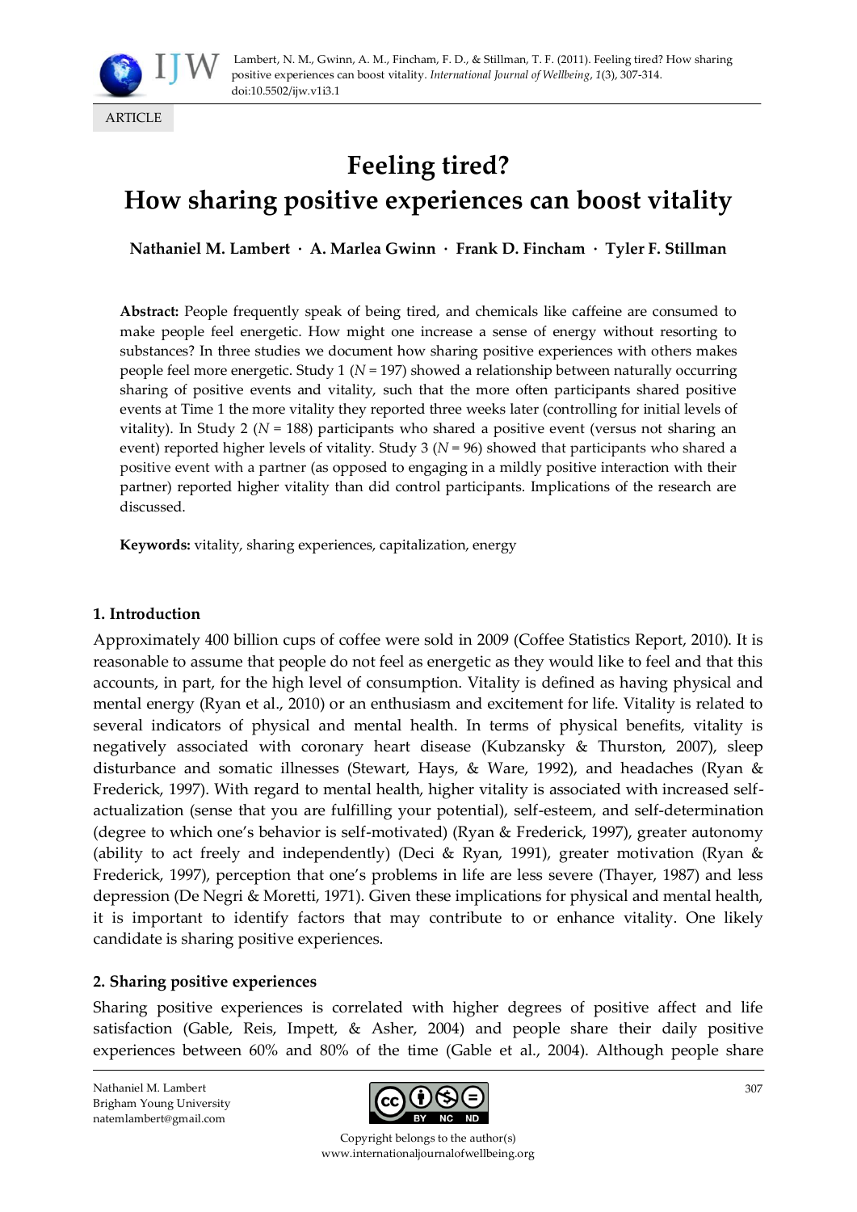ARTICLE

# Feeling tired? How sharing positive experiences can boost vitality

**Nathaniel M. Lambert · A. Marlea Gwinn · Frank D. Fincham · Tyler F. Stillman**

**Abstract:** People frequently speak of being tired, and chemicals like caffeine are consumed to make people feel energetic. How might one increase a sense of energy without resorting to substances? In three studies we document how sharing positive experiences with others makes people feel more energetic. Study 1 ($N = 197$) showed a relationship between naturally occurring sharing of positive events and vitality, such that the more often participants shared positive events at Time 1 the more vitality they reported three weeks later (controlling for initial levels of vitality). In Study 2 ($N = 188$) participants who shared a positive event (versus not sharing an event) reported higher levels of vitality. Study 3 ($N = 96$) showed that participants who shared a positive event with a partner (as opposed to engaging in a mildly positive interaction with their partner) reported higher vitality than did control participants. Implications of the research are discussed.

**Keywords:** vitality, sharing experiences, capitalization, energy

## 1. Introduction

Approximately 400 billion cups of coffee were sold in 2009 (Coffee Statistics Report, 2010). It is reasonable to assume that people do not feel as energetic as they would like to feel and that this accounts, in part, for the high level of consumption. Vitality is defined as having physical and mental energy (Ryan et al., 2010) or an enthusiasm and excitement for life. Vitality is related to several indicators of physical and mental health. In terms of physical benefits, vitality is negatively associated with coronary heart disease (Kubzansky & Thurston, 2007), sleep disturbance and somatic illnesses (Stewart, Hays, & Ware, 1992), and headaches (Ryan & Frederick, 1997). With regard to mental health, higher vitality is associated with increased self-actualization (sense that you are fulfilling your potential), self-esteem, and self-determination (degree to which one's behavior is self-motivated) (Ryan & Frederick, 1997), greater autonomy (ability to act freely and independently) (Deci & Ryan, 1991), greater motivation (Ryan & Frederick, 1997), perception that one's problems in life are less severe (Thayer, 1987) and less depression (De Negri & Moretti, 1971). Given these implications for physical and mental health, it is important to identify factors that may contribute to or enhance vitality. One likely candidate is sharing positive experiences.

## 2. Sharing positive experiences

Sharing positive experiences is correlated with higher degrees of positive affect and life satisfaction (Gable, Reis, Impett, & Asher, 2004) and people share their daily positive experiences between 60% and 80% of the time (Gable et al., 2004). Although people share

Nathaniel M. Lambert
Brigham Young University
natemlambert@gmail.com

Copyright belongs to the author(s)
www.internationaljournalofwellbeing.org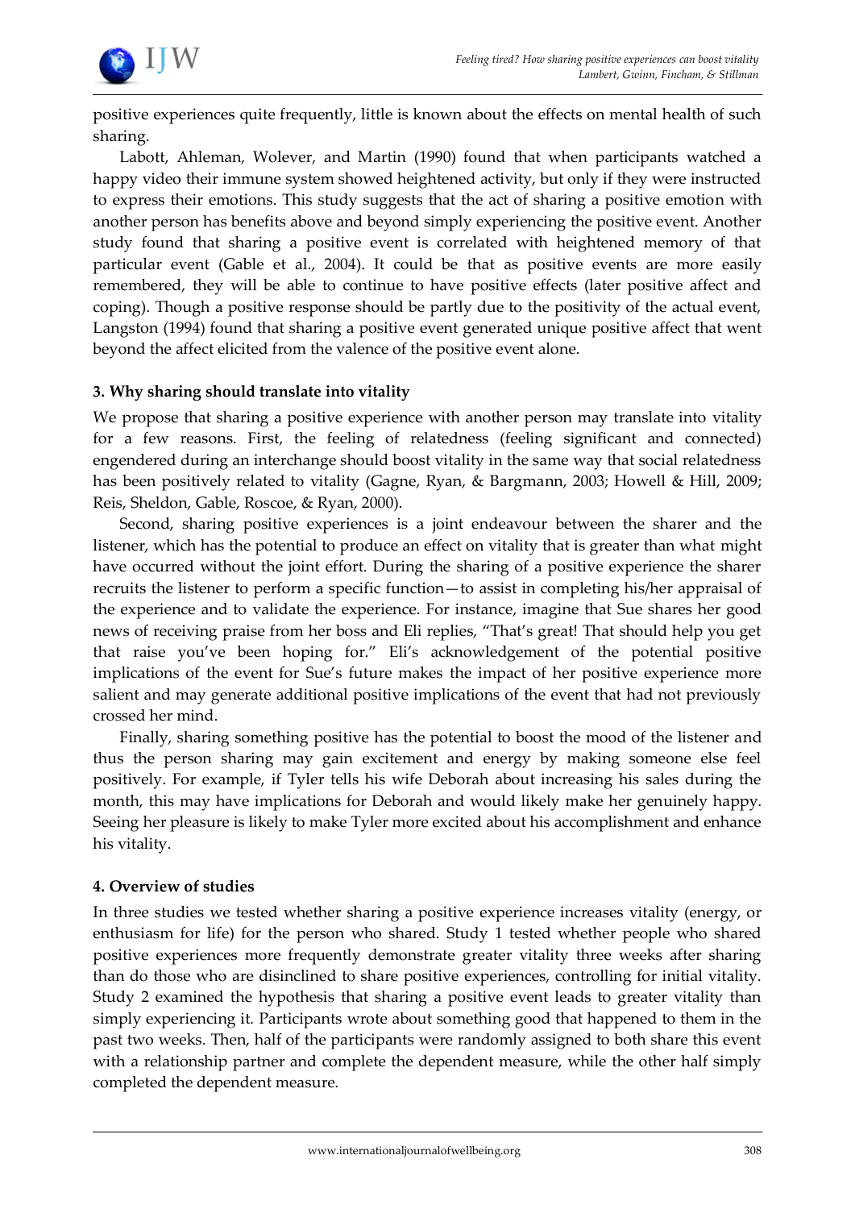positive experiences quite frequently, little is known about the effects on mental health of such sharing.

Labott, Ahleman, Wolever, and Martin (1990) found that when participants watched a happy video their immune system showed heightened activity, but only if they were instructed to express their emotions. This study suggests that the act of sharing a positive emotion with another person has benefits above and beyond simply experiencing the positive event. Another study found that sharing a positive event is correlated with heightened memory of that particular event (Gable et al., 2004). It could be that as positive events are more easily remembered, they will be able to continue to have positive effects (later positive affect and coping). Though a positive response should be partly due to the positivity of the actual event, Langston (1994) found that sharing a positive event generated unique positive affect that went beyond the affect elicited from the valence of the positive event alone.

### 3. Why sharing should translate into vitality

We propose that sharing a positive experience with another person may translate into vitality for a few reasons. First, the feeling of relatedness (feeling significant and connected) engendered during an interchange should boost vitality in the same way that social relatedness has been positively related to vitality (Gagne, Ryan, & Bargmann, 2003; Howell & Hill, 2009; Reis, Sheldon, Gable, Roscoe, & Ryan, 2000).

Second, sharing positive experiences is a joint endeavour between the sharer and the listener, which has the potential to produce an effect on vitality that is greater than what might have occurred without the joint effort. During the sharing of a positive experience the sharer recruits the listener to perform a specific function—to assist in completing his/her appraisal of the experience and to validate the experience. For instance, imagine that Sue shares her good news of receiving praise from her boss and Eli replies, "That's great! That should help you get that raise you've been hoping for." Eli's acknowledgement of the potential positive implications of the event for Sue's future makes the impact of her positive experience more salient and may generate additional positive implications of the event that had not previously crossed her mind.

Finally, sharing something positive has the potential to boost the mood of the listener and thus the person sharing may gain excitement and energy by making someone else feel positively. For example, if Tyler tells his wife Deborah about increasing his sales during the month, this may have implications for Deborah and would likely make her genuinely happy. Seeing her pleasure is likely to make Tyler more excited about his accomplishment and enhance his vitality.

### 4. Overview of studies

In three studies we tested whether sharing a positive experience increases vitality (energy, or enthusiasm for life) for the person who shared. Study 1 tested whether people who shared positive experiences more frequently demonstrate greater vitality three weeks after sharing than do those who are disinclined to share positive experiences, controlling for initial vitality. Study 2 examined the hypothesis that sharing a positive event leads to greater vitality than simply experiencing it. Participants wrote about something good that happened to them in the past two weeks. Then, half of the participants were randomly assigned to both share this event with a relationship partner and complete the dependent measure, while the other half simply completed the dependent measure.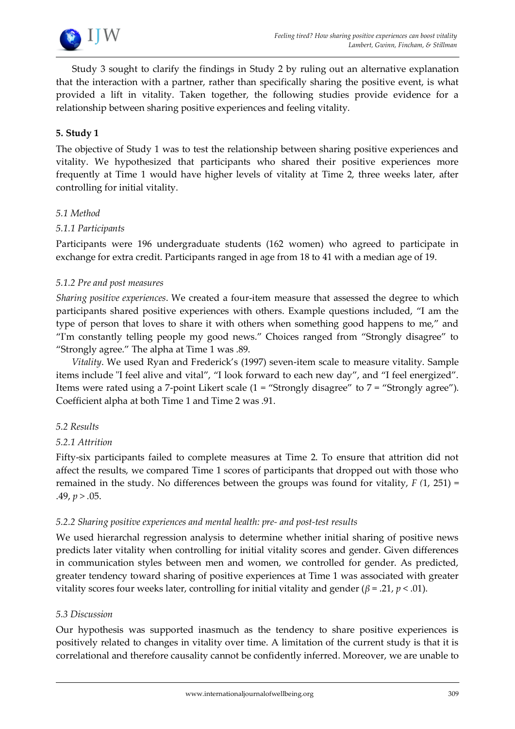Study 3 sought to clarify the findings in Study 2 by ruling out an alternative explanation that the interaction with a partner, rather than specifically sharing the positive event, is what provided a lift in vitality. Taken together, the following studies provide evidence for a relationship between sharing positive experiences and feeling vitality.

## 5. Study 1

The objective of Study 1 was to test the relationship between sharing positive experiences and vitality. We hypothesized that participants who shared their positive experiences more frequently at Time 1 would have higher levels of vitality at Time 2, three weeks later, after controlling for initial vitality.

### *5.1 Method*

#### *5.1.1 Participants*

Participants were 196 undergraduate students (162 women) who agreed to participate in exchange for extra credit. Participants ranged in age from 18 to 41 with a median age of 19.

#### *5.1.2 Pre and post measures*

*Sharing positive experiences*. We created a four-item measure that assessed the degree to which participants shared positive experiences with others. Example questions included, "I am the type of person that loves to share it with others when something good happens to me," and "I'm constantly telling people my good news." Choices ranged from "Strongly disagree" to "Strongly agree." The alpha at Time 1 was .89.

*Vitality*. We used Ryan and Frederick's (1997) seven-item scale to measure vitality. Sample items include "I feel alive and vital", "I look forward to each new day", and "I feel energized". Items were rated using a 7-point Likert scale (1 = "Strongly disagree" to 7 = "Strongly agree"). Coefficient alpha at both Time 1 and Time 2 was .91.

### *5.2 Results*

#### *5.2.1 Attrition*

Fifty-six participants failed to complete measures at Time 2. To ensure that attrition did not affect the results, we compared Time 1 scores of participants that dropped out with those who remained in the study. No differences between the groups was found for vitality, $F(1, 251) = .49$, $p > .05$.

#### *5.2.2 Sharing positive experiences and mental health: pre- and post-test results*

We used hierarchal regression analysis to determine whether initial sharing of positive news predicts later vitality when controlling for initial vitality scores and gender. Given differences in communication styles between men and women, we controlled for gender. As predicted, greater tendency toward sharing of positive experiences at Time 1 was associated with greater vitality scores four weeks later, controlling for initial vitality and gender ($\beta = .21$, $p < .01$).

### *5.3 Discussion*

Our hypothesis was supported inasmuch as the tendency to share positive experiences is positively related to changes in vitality over time. A limitation of the current study is that it is correlational and therefore causality cannot be confidently inferred. Moreover, we are unable to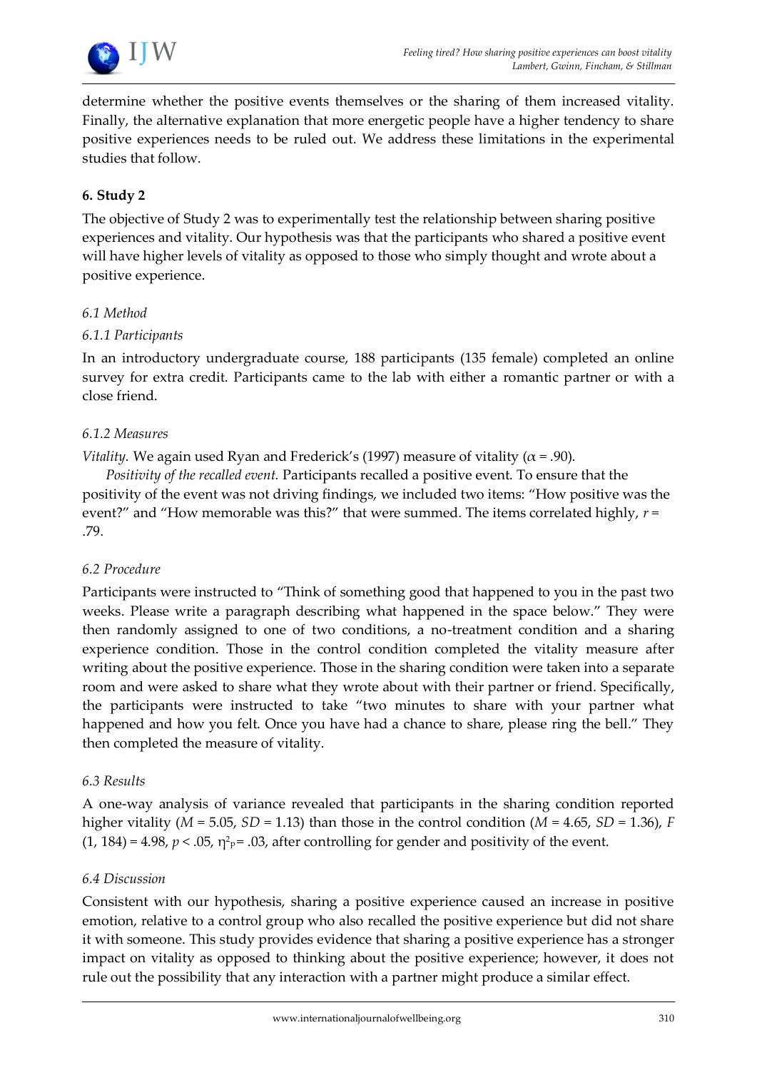determine whether the positive events themselves or the sharing of them increased vitality. Finally, the alternative explanation that more energetic people have a higher tendency to share positive experiences needs to be ruled out. We address these limitations in the experimental studies that follow.

## 6. Study 2

The objective of Study 2 was to experimentally test the relationship between sharing positive experiences and vitality. Our hypothesis was that the participants who shared a positive event will have higher levels of vitality as opposed to those who simply thought and wrote about a positive experience.

### *6.1 Method*

#### *6.1.1 Participants*

In an introductory undergraduate course, 188 participants (135 female) completed an online survey for extra credit. Participants came to the lab with either a romantic partner or with a close friend.

#### *6.1.2 Measures*

*Vitality.* We again used Ryan and Frederick's (1997) measure of vitality ($\alpha = .90$).

*Positivity of the recalled event.* Participants recalled a positive event. To ensure that the positivity of the event was not driving findings, we included two items: "How positive was the event?" and "How memorable was this?" that were summed. The items correlated highly, $r = .79$.

### *6.2 Procedure*

Participants were instructed to "Think of something good that happened to you in the past two weeks. Please write a paragraph describing what happened in the space below." They were then randomly assigned to one of two conditions, a no-treatment condition and a sharing experience condition. Those in the control condition completed the vitality measure after writing about the positive experience. Those in the sharing condition were taken into a separate room and were asked to share what they wrote about with their partner or friend. Specifically, the participants were instructed to take "two minutes to share with your partner what happened and how you felt. Once you have had a chance to share, please ring the bell." They then completed the measure of vitality.

### *6.3 Results*

A one-way analysis of variance revealed that participants in the sharing condition reported higher vitality ($M = 5.05$, $SD = 1.13$) than those in the control condition ($M = 4.65$, $SD = 1.36$), $F(1, 184) = 4.98$, $p < .05$, $\eta^2_p = .03$, after controlling for gender and positivity of the event.

### *6.4 Discussion*

Consistent with our hypothesis, sharing a positive experience caused an increase in positive emotion, relative to a control group who also recalled the positive experience but did not share it with someone. This study provides evidence that sharing a positive experience has a stronger impact on vitality as opposed to thinking about the positive experience; however, it does not rule out the possibility that any interaction with a partner might produce a similar effect.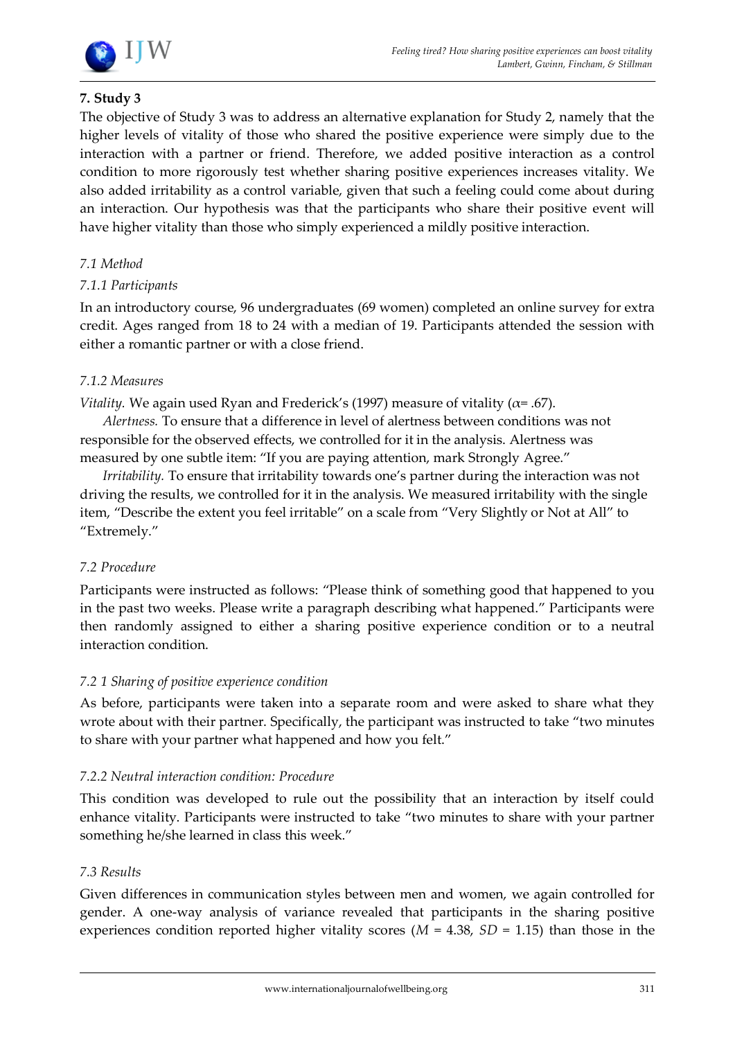## 7. Study 3

The objective of Study 3 was to address an alternative explanation for Study 2, namely that the higher levels of vitality of those who shared the positive experience were simply due to the interaction with a partner or friend. Therefore, we added positive interaction as a control condition to more rigorously test whether sharing positive experiences increases vitality. We also added irritability as a control variable, given that such a feeling could come about during an interaction. Our hypothesis was that the participants who share their positive event will have higher vitality than those who simply experienced a mildly positive interaction.

### *7.1 Method*

#### *7.1.1 Participants*

In an introductory course, 96 undergraduates (69 women) completed an online survey for extra credit. Ages ranged from 18 to 24 with a median of 19. Participants attended the session with either a romantic partner or with a close friend.

#### *7.1.2 Measures*

*Vitality.* We again used Ryan and Frederick's (1997) measure of vitality ($\alpha$= .67).

*Alertness.* To ensure that a difference in level of alertness between conditions was not responsible for the observed effects, we controlled for it in the analysis. Alertness was measured by one subtle item: "If you are paying attention, mark Strongly Agree."

*Irritability.* To ensure that irritability towards one's partner during the interaction was not driving the results, we controlled for it in the analysis. We measured irritability with the single item, "Describe the extent you feel irritable" on a scale from "Very Slightly or Not at All" to "Extremely."

### *7.2 Procedure*

Participants were instructed as follows: "Please think of something good that happened to you in the past two weeks. Please write a paragraph describing what happened." Participants were then randomly assigned to either a sharing positive experience condition or to a neutral interaction condition.

#### *7.2 1 Sharing of positive experience condition*

As before, participants were taken into a separate room and were asked to share what they wrote about with their partner. Specifically, the participant was instructed to take "two minutes to share with your partner what happened and how you felt."

#### *7.2.2 Neutral interaction condition: Procedure*

This condition was developed to rule out the possibility that an interaction by itself could enhance vitality. Participants were instructed to take "two minutes to share with your partner something he/she learned in class this week."

### *7.3 Results*

Given differences in communication styles between men and women, we again controlled for gender. A one-way analysis of variance revealed that participants in the sharing positive experiences condition reported higher vitality scores ($M$ = 4.38, $SD$ = 1.15) than those in the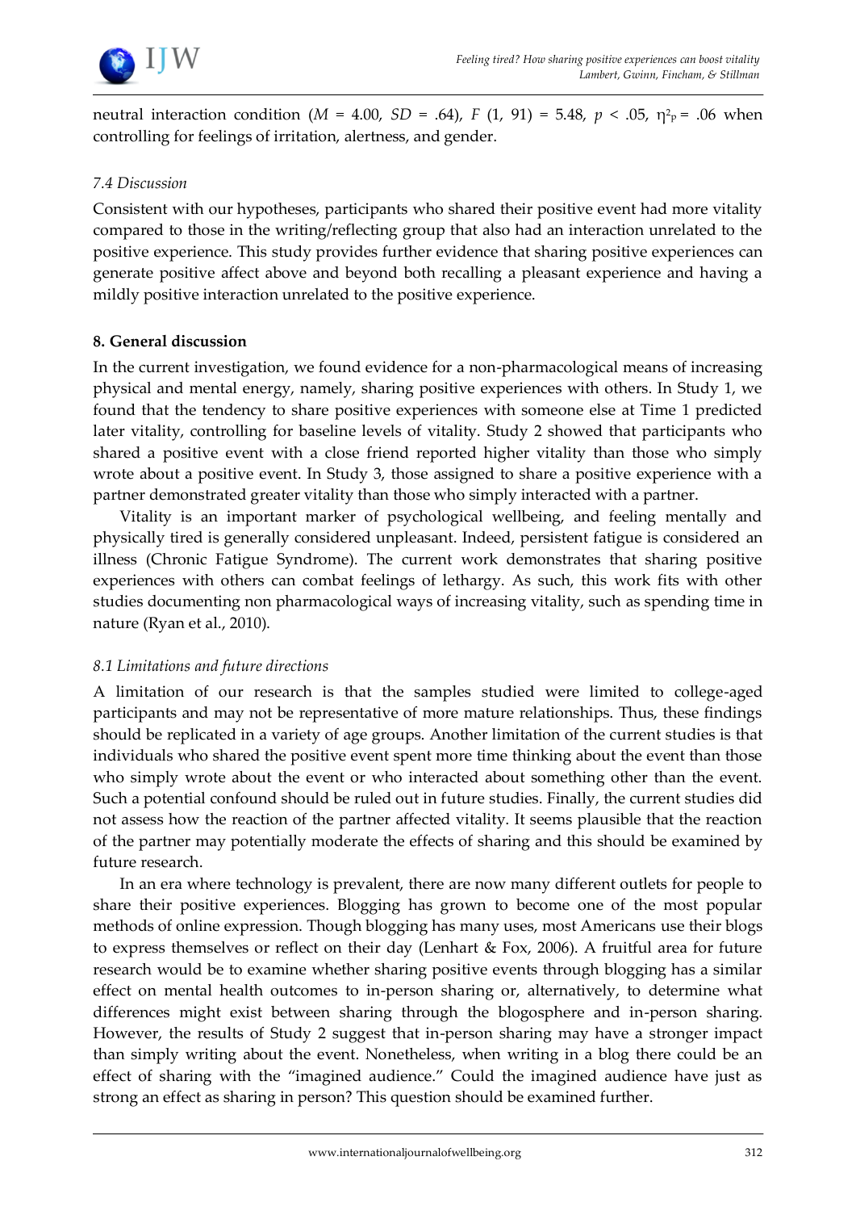neutral interaction condition ($M$ = 4.00, $SD$ = .64), $F$ (1, 91) = 5.48, $p$ < .05, $\eta^2_p$ = .06 when controlling for feelings of irritation, alertness, and gender.

### *7.4 Discussion*

Consistent with our hypotheses, participants who shared their positive event had more vitality compared to those in the writing/reflecting group that also had an interaction unrelated to the positive experience. This study provides further evidence that sharing positive experiences can generate positive affect above and beyond both recalling a pleasant experience and having a mildly positive interaction unrelated to the positive experience.

## **8. General discussion**

In the current investigation, we found evidence for a non-pharmacological means of increasing physical and mental energy, namely, sharing positive experiences with others. In Study 1, we found that the tendency to share positive experiences with someone else at Time 1 predicted later vitality, controlling for baseline levels of vitality. Study 2 showed that participants who shared a positive event with a close friend reported higher vitality than those who simply wrote about a positive event. In Study 3, those assigned to share a positive experience with a partner demonstrated greater vitality than those who simply interacted with a partner.

Vitality is an important marker of psychological wellbeing, and feeling mentally and physically tired is generally considered unpleasant. Indeed, persistent fatigue is considered an illness (Chronic Fatigue Syndrome). The current work demonstrates that sharing positive experiences with others can combat feelings of lethargy. As such, this work fits with other studies documenting non pharmacological ways of increasing vitality, such as spending time in nature (Ryan et al., 2010).

### *8.1 Limitations and future directions*

A limitation of our research is that the samples studied were limited to college-aged participants and may not be representative of more mature relationships. Thus, these findings should be replicated in a variety of age groups. Another limitation of the current studies is that individuals who shared the positive event spent more time thinking about the event than those who simply wrote about the event or who interacted about something other than the event. Such a potential confound should be ruled out in future studies. Finally, the current studies did not assess how the reaction of the partner affected vitality. It seems plausible that the reaction of the partner may potentially moderate the effects of sharing and this should be examined by future research.

In an era where technology is prevalent, there are now many different outlets for people to share their positive experiences. Blogging has grown to become one of the most popular methods of online expression. Though blogging has many uses, most Americans use their blogs to express themselves or reflect on their day (Lenhart & Fox, 2006). A fruitful area for future research would be to examine whether sharing positive events through blogging has a similar effect on mental health outcomes to in-person sharing or, alternatively, to determine what differences might exist between sharing through the blogosphere and in-person sharing. However, the results of Study 2 suggest that in-person sharing may have a stronger impact than simply writing about the event. Nonetheless, when writing in a blog there could be an effect of sharing with the "imagined audience." Could the imagined audience have just as strong an effect as sharing in person? This question should be examined further.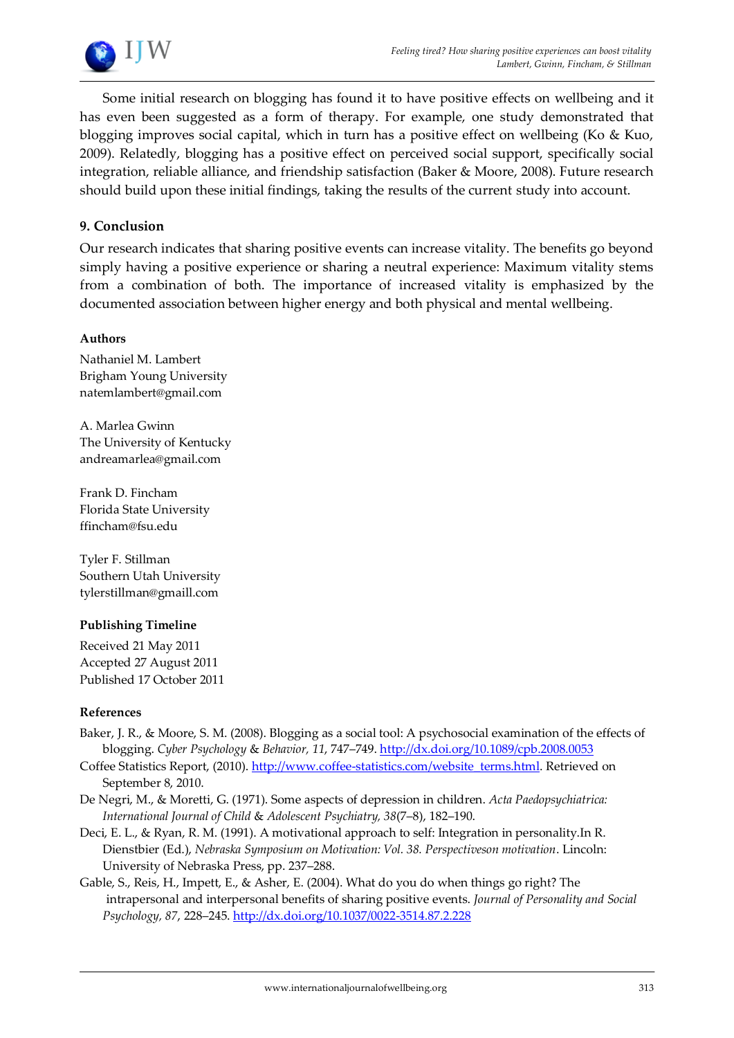Some initial research on blogging has found it to have positive effects on wellbeing and it has even been suggested as a form of therapy. For example, one study demonstrated that blogging improves social capital, which in turn has a positive effect on wellbeing (Ko & Kuo, 2009). Relatedly, blogging has a positive effect on perceived social support, specifically social integration, reliable alliance, and friendship satisfaction (Baker & Moore, 2008). Future research should build upon these initial findings, taking the results of the current study into account.

## 9. Conclusion

Our research indicates that sharing positive events can increase vitality. The benefits go beyond simply having a positive experience or sharing a neutral experience: Maximum vitality stems from a combination of both. The importance of increased vitality is emphasized by the documented association between higher energy and both physical and mental wellbeing.

### Authors

Nathaniel M. Lambert
Brigham Young University
natemlambert@gmail.com

A. Marlea Gwinn
The University of Kentucky
andreamarlea@gmail.com

Frank D. Fincham
Florida State University
ffincham@fsu.edu

Tyler F. Stillman
Southern Utah University
tylerstillman@gmaill.com

### Publishing Timeline

Received 21 May 2011
Accepted 27 August 2011
Published 17 October 2011

### References

Baker, J. R., & Moore, S. M. (2008). Blogging as a social tool: A psychosocial examination of the effects of blogging. *Cyber Psychology & Behavior, 11*, 747–749. http://dx.doi.org/10.1089/cpb.2008.0053

Coffee Statistics Report, (2010). http://www.coffee-statistics.com/website_terms.html. Retrieved on September 8, 2010.

De Negri, M., & Moretti, G. (1971). Some aspects of depression in children. *Acta Paedopsychiatrica: International Journal of Child & Adolescent Psychiatry, 38*(7–8), 182–190.

Deci, E. L., & Ryan, R. M. (1991). A motivational approach to self: Integration in personality.In R. Dienstbier (Ed.), *Nebraska Symposium on Motivation: Vol. 38. Perspectiveson motivation*. Lincoln: University of Nebraska Press, pp. 237–288.

Gable, S., Reis, H., Impett, E., & Asher, E. (2004). What do you do when things go right? The intrapersonal and interpersonal benefits of sharing positive events. *Journal of Personality and Social Psychology, 87*, 228–245. http://dx.doi.org/10.1037/0022-3514.87.2.228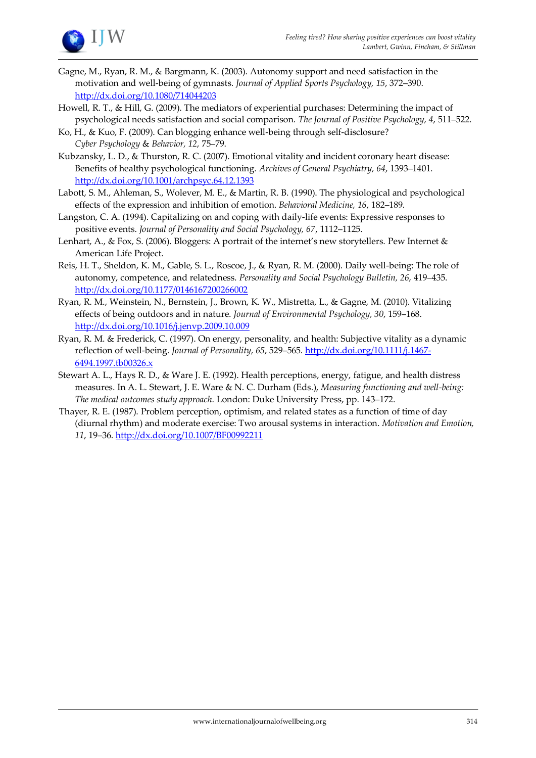Gagne, M., Ryan, R. M., & Bargmann, K. (2003). Autonomy support and need satisfaction in the motivation and well-being of gymnasts. *Journal of Applied Sports Psychology, 15*, 372–390. http://dx.doi.org/10.1080/714044203

Howell, R. T., & Hill, G. (2009). The mediators of experiential purchases: Determining the impact of psychological needs satisfaction and social comparison. *The Journal of Positive Psychology, 4*, 511–522.

Ko, H., & Kuo, F. (2009). Can blogging enhance well-being through self-disclosure? *Cyber Psychology & Behavior, 12*, 75–79.

Kubzansky, L. D., & Thurston, R. C. (2007). Emotional vitality and incident coronary heart disease: Benefits of healthy psychological functioning. *Archives of General Psychiatry, 64*, 1393–1401. http://dx.doi.org/10.1001/archpsyc.64.12.1393

Labott, S. M., Ahleman, S., Wolever, M. E., & Martin, R. B. (1990). The physiological and psychological effects of the expression and inhibition of emotion. *Behavioral Medicine, 16*, 182–189.

Langston, C. A. (1994). Capitalizing on and coping with daily-life events: Expressive responses to positive events. *Journal of Personality and Social Psychology, 67*, 1112–1125.

Lenhart, A., & Fox, S. (2006). Bloggers: A portrait of the internet's new storytellers. Pew Internet & American Life Project.

Reis, H. T., Sheldon, K. M., Gable, S. L., Roscoe, J., & Ryan, R. M. (2000). Daily well-being: The role of autonomy, competence, and relatedness. *Personality and Social Psychology Bulletin, 26*, 419–435. http://dx.doi.org/10.1177/0146167200266002

Ryan, R. M., Weinstein, N., Bernstein, J., Brown, K. W., Mistretta, L., & Gagne, M. (2010). Vitalizing effects of being outdoors and in nature. *Journal of Environmental Psychology, 30*, 159–168. http://dx.doi.org/10.1016/j.jenvp.2009.10.009

Ryan, R. M. & Frederick, C. (1997). On energy, personality, and health: Subjective vitality as a dynamic reflection of well-being. *Journal of Personality, 65*, 529–565. http://dx.doi.org/10.1111/j.1467-6494.1997.tb00326.x

Stewart A. L., Hays R. D., & Ware J. E. (1992). Health perceptions, energy, fatigue, and health distress measures. In A. L. Stewart, J. E. Ware & N. C. Durham (Eds.), *Measuring functioning and well-being: The medical outcomes study approach*. London: Duke University Press, pp. 143–172.

Thayer, R. E. (1987). Problem perception, optimism, and related states as a function of time of day (diurnal rhythm) and moderate exercise: Two arousal systems in interaction. *Motivation and Emotion, 11*, 19–36. http://dx.doi.org/10.1007/BF00992211